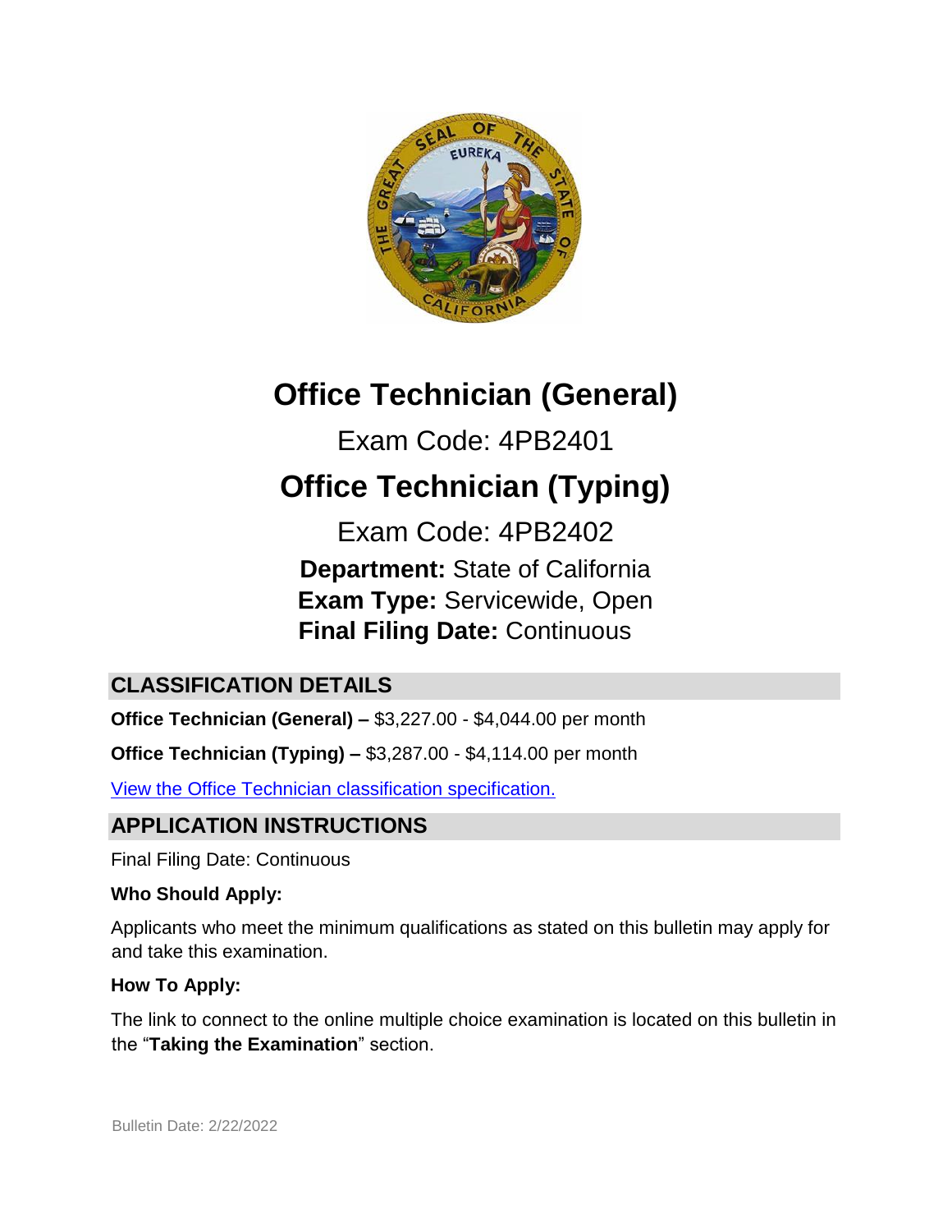# Office Technician (General)

Exam Code: 4PB2401

# Office Technician (Typing)

Exam Code: 4PB2402

**Department:** State of California
**Exam Type:** Servicewide, Open
**Final Filing Date:** Continuous

## CLASSIFICATION DETAILS

**Office Technician (General) –** $3,227.00 - $4,044.00 per month

**Office Technician (Typing) –** $3,287.00 - $4,114.00 per month

View the Office Technician classification specification.

## APPLICATION INSTRUCTIONS

Final Filing Date: Continuous

**Who Should Apply:**

Applicants who meet the minimum qualifications as stated on this bulletin may apply for and take this examination.

**How To Apply:**

The link to connect to the online multiple choice examination is located on this bulletin in the "**Taking the Examination**" section.

Bulletin Date: 2/22/2022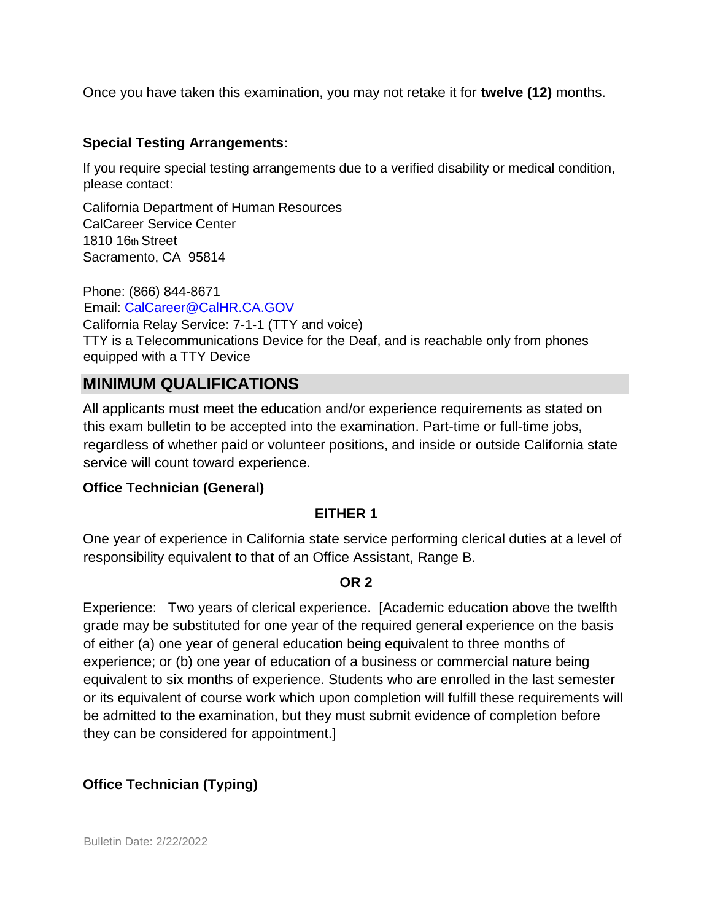Once you have taken this examination, you may not retake it for **twelve (12)** months.

**Special Testing Arrangements:**

If you require special testing arrangements due to a verified disability or medical condition, please contact:

California Department of Human Resources
CalCareer Service Center
1810 16th Street
Sacramento, CA 95814

Phone: (866) 844-8671
Email: CalCareer@CalHR.CA.GOV
California Relay Service: 7-1-1 (TTY and voice)
TTY is a Telecommunications Device for the Deaf, and is reachable only from phones equipped with a TTY Device

## MINIMUM QUALIFICATIONS

All applicants must meet the education and/or experience requirements as stated on this exam bulletin to be accepted into the examination. Part-time or full-time jobs, regardless of whether paid or volunteer positions, and inside or outside California state service will count toward experience.

**Office Technician (General)**

**EITHER 1**

One year of experience in California state service performing clerical duties at a level of responsibility equivalent to that of an Office Assistant, Range B.

**OR 2**

Experience: Two years of clerical experience. [Academic education above the twelfth grade may be substituted for one year of the required general experience on the basis of either (a) one year of general education being equivalent to three months of experience; or (b) one year of education of a business or commercial nature being equivalent to six months of experience. Students who are enrolled in the last semester or its equivalent of course work which upon completion will fulfill these requirements will be admitted to the examination, but they must submit evidence of completion before they can be considered for appointment.]

**Office Technician (Typing)**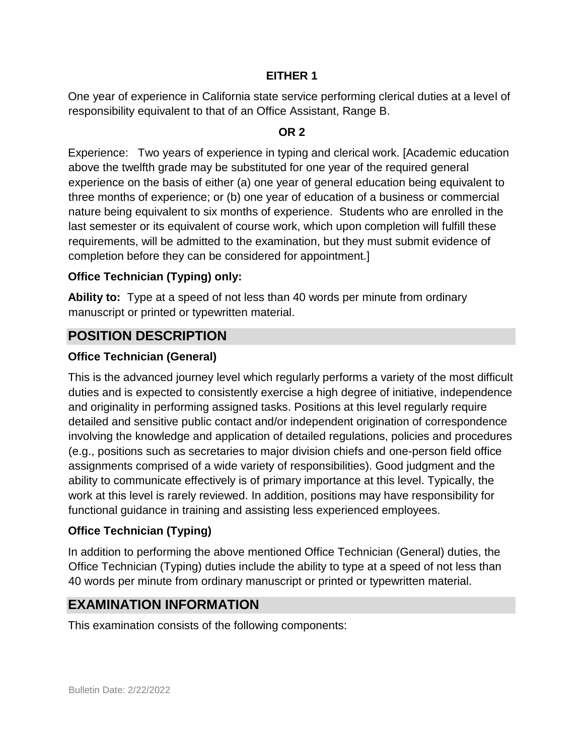**EITHER 1**

One year of experience in California state service performing clerical duties at a level of responsibility equivalent to that of an Office Assistant, Range B.

**OR 2**

Experience: Two years of experience in typing and clerical work. [Academic education above the twelfth grade may be substituted for one year of the required general experience on the basis of either (a) one year of general education being equivalent to three months of experience; or (b) one year of education of a business or commercial nature being equivalent to six months of experience. Students who are enrolled in the last semester or its equivalent of course work, which upon completion will fulfill these requirements, will be admitted to the examination, but they must submit evidence of completion before they can be considered for appointment.]

**Office Technician (Typing) only:**

**Ability to:** Type at a speed of not less than 40 words per minute from ordinary manuscript or printed or typewritten material.

## POSITION DESCRIPTION

**Office Technician (General)**

This is the advanced journey level which regularly performs a variety of the most difficult duties and is expected to consistently exercise a high degree of initiative, independence and originality in performing assigned tasks. Positions at this level regularly require detailed and sensitive public contact and/or independent origination of correspondence involving the knowledge and application of detailed regulations, policies and procedures (e.g., positions such as secretaries to major division chiefs and one-person field office assignments comprised of a wide variety of responsibilities). Good judgment and the ability to communicate effectively is of primary importance at this level. Typically, the work at this level is rarely reviewed. In addition, positions may have responsibility for functional guidance in training and assisting less experienced employees.

**Office Technician (Typing)**

In addition to performing the above mentioned Office Technician (General) duties, the Office Technician (Typing) duties include the ability to type at a speed of not less than 40 words per minute from ordinary manuscript or printed or typewritten material.

## EXAMINATION INFORMATION

This examination consists of the following components: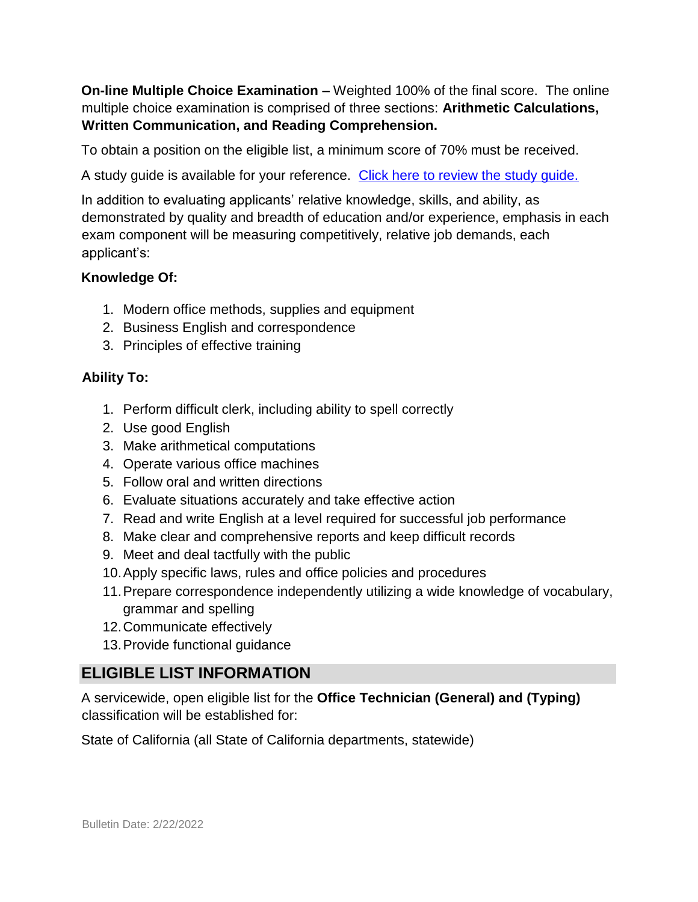**On-line Multiple Choice Examination –** Weighted 100% of the final score. The online multiple choice examination is comprised of three sections: **Arithmetic Calculations, Written Communication, and Reading Comprehension.**

To obtain a position on the eligible list, a minimum score of 70% must be received.

A study guide is available for your reference. [Click here to review the study guide.]

In addition to evaluating applicants' relative knowledge, skills, and ability, as demonstrated by quality and breadth of education and/or experience, emphasis in each exam component will be measuring competitively, relative job demands, each applicant's:

**Knowledge Of:**

1. Modern office methods, supplies and equipment
2. Business English and correspondence
3. Principles of effective training

**Ability To:**

1. Perform difficult clerk, including ability to spell correctly
2. Use good English
3. Make arithmetical computations
4. Operate various office machines
5. Follow oral and written directions
6. Evaluate situations accurately and take effective action
7. Read and write English at a level required for successful job performance
8. Make clear and comprehensive reports and keep difficult records
9. Meet and deal tactfully with the public
10. Apply specific laws, rules and office policies and procedures
11. Prepare correspondence independently utilizing a wide knowledge of vocabulary, grammar and spelling
12. Communicate effectively
13. Provide functional guidance

## ELIGIBLE LIST INFORMATION

A servicewide, open eligible list for the **Office Technician (General) and (Typing)** classification will be established for:

State of California (all State of California departments, statewide)

Bulletin Date: 2/22/2022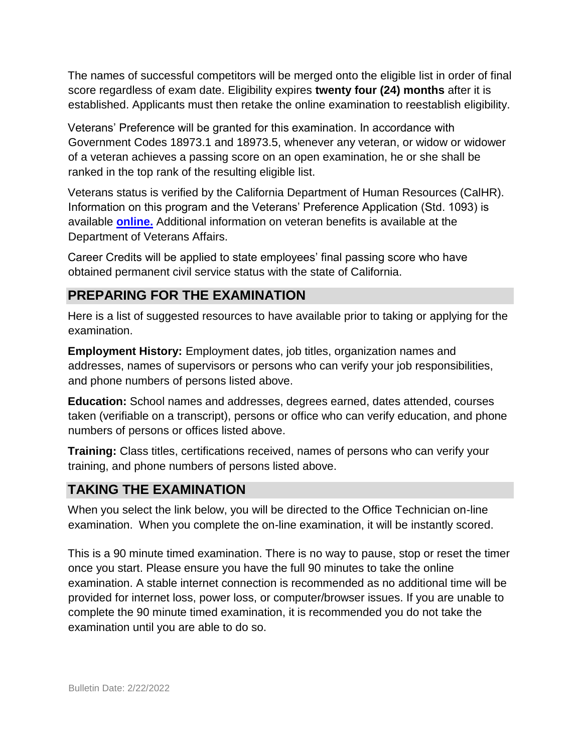The names of successful competitors will be merged onto the eligible list in order of final score regardless of exam date. Eligibility expires **twenty four (24) months** after it is established. Applicants must then retake the online examination to reestablish eligibility.

Veterans' Preference will be granted for this examination. In accordance with Government Codes 18973.1 and 18973.5, whenever any veteran, or widow or widower of a veteran achieves a passing score on an open examination, he or she shall be ranked in the top rank of the resulting eligible list.

Veterans status is verified by the California Department of Human Resources (CalHR). Information on this program and the Veterans' Preference Application (Std. 1093) is available **online.** Additional information on veteran benefits is available at the Department of Veterans Affairs.

Career Credits will be applied to state employees' final passing score who have obtained permanent civil service status with the state of California.

## PREPARING FOR THE EXAMINATION

Here is a list of suggested resources to have available prior to taking or applying for the examination.

**Employment History:** Employment dates, job titles, organization names and addresses, names of supervisors or persons who can verify your job responsibilities, and phone numbers of persons listed above.

**Education:** School names and addresses, degrees earned, dates attended, courses taken (verifiable on a transcript), persons or office who can verify education, and phone numbers of persons or offices listed above.

**Training:** Class titles, certifications received, names of persons who can verify your training, and phone numbers of persons listed above.

## TAKING THE EXAMINATION

When you select the link below, you will be directed to the Office Technician on-line examination. When you complete the on-line examination, it will be instantly scored.

This is a 90 minute timed examination. There is no way to pause, stop or reset the timer once you start. Please ensure you have the full 90 minutes to take the online examination. A stable internet connection is recommended as no additional time will be provided for internet loss, power loss, or computer/browser issues. If you are unable to complete the 90 minute timed examination, it is recommended you do not take the examination until you are able to do so.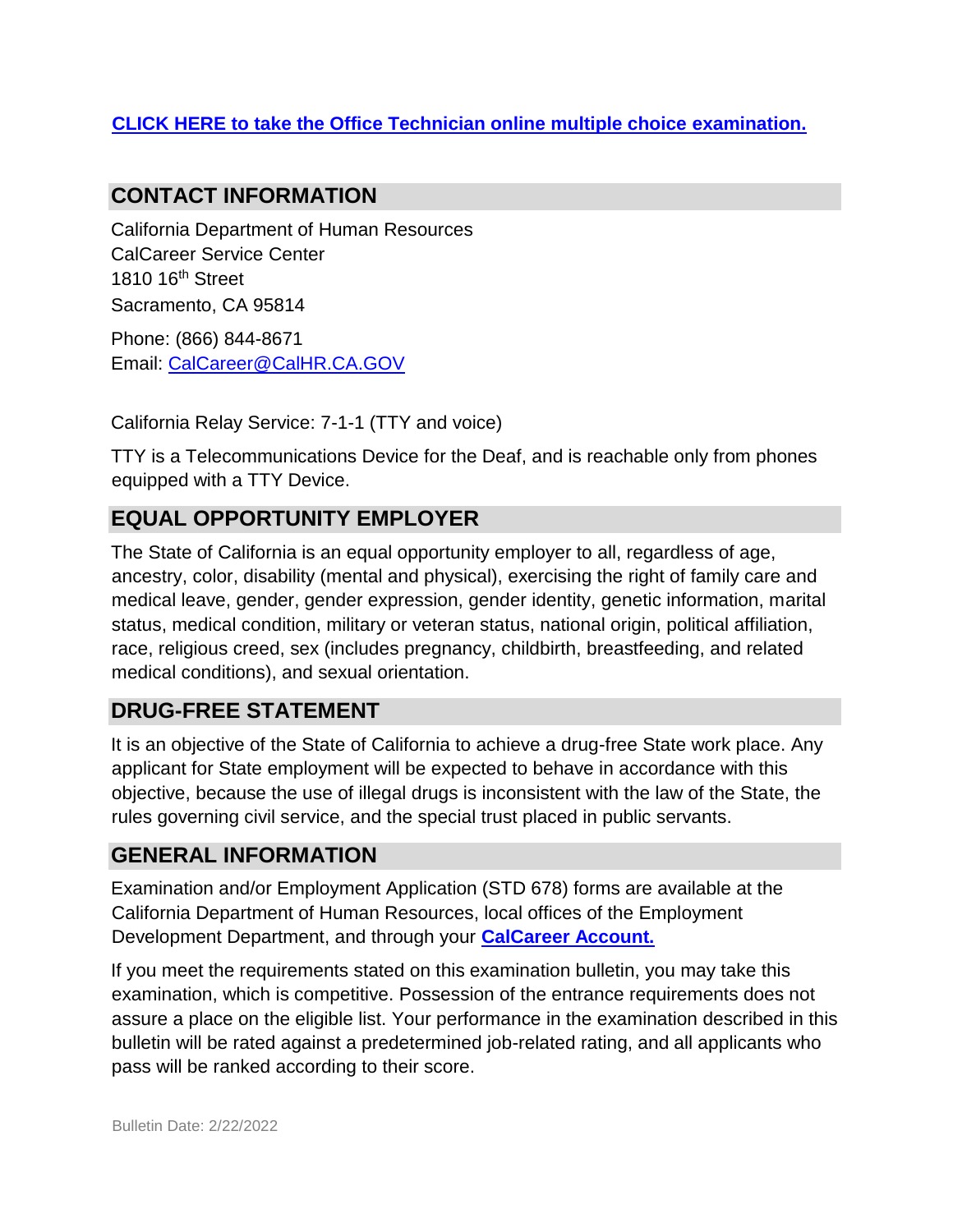**[CLICK HERE to take the Office Technician online multiple choice examination.]**

## CONTACT INFORMATION

California Department of Human Resources
CalCareer Service Center
1810 16th Street
Sacramento, CA 95814

Phone: (866) 844-8671
Email: CalCareer@CalHR.CA.GOV

California Relay Service: 7-1-1 (TTY and voice)

TTY is a Telecommunications Device for the Deaf, and is reachable only from phones equipped with a TTY Device.

## EQUAL OPPORTUNITY EMPLOYER

The State of California is an equal opportunity employer to all, regardless of age, ancestry, color, disability (mental and physical), exercising the right of family care and medical leave, gender, gender expression, gender identity, genetic information, marital status, medical condition, military or veteran status, national origin, political affiliation, race, religious creed, sex (includes pregnancy, childbirth, breastfeeding, and related medical conditions), and sexual orientation.

## DRUG-FREE STATEMENT

It is an objective of the State of California to achieve a drug-free State work place. Any applicant for State employment will be expected to behave in accordance with this objective, because the use of illegal drugs is inconsistent with the law of the State, the rules governing civil service, and the special trust placed in public servants.

## GENERAL INFORMATION

Examination and/or Employment Application (STD 678) forms are available at the California Department of Human Resources, local offices of the Employment Development Department, and through your **CalCareer Account.**

If you meet the requirements stated on this examination bulletin, you may take this examination, which is competitive. Possession of the entrance requirements does not assure a place on the eligible list. Your performance in the examination described in this bulletin will be rated against a predetermined job-related rating, and all applicants who pass will be ranked according to their score.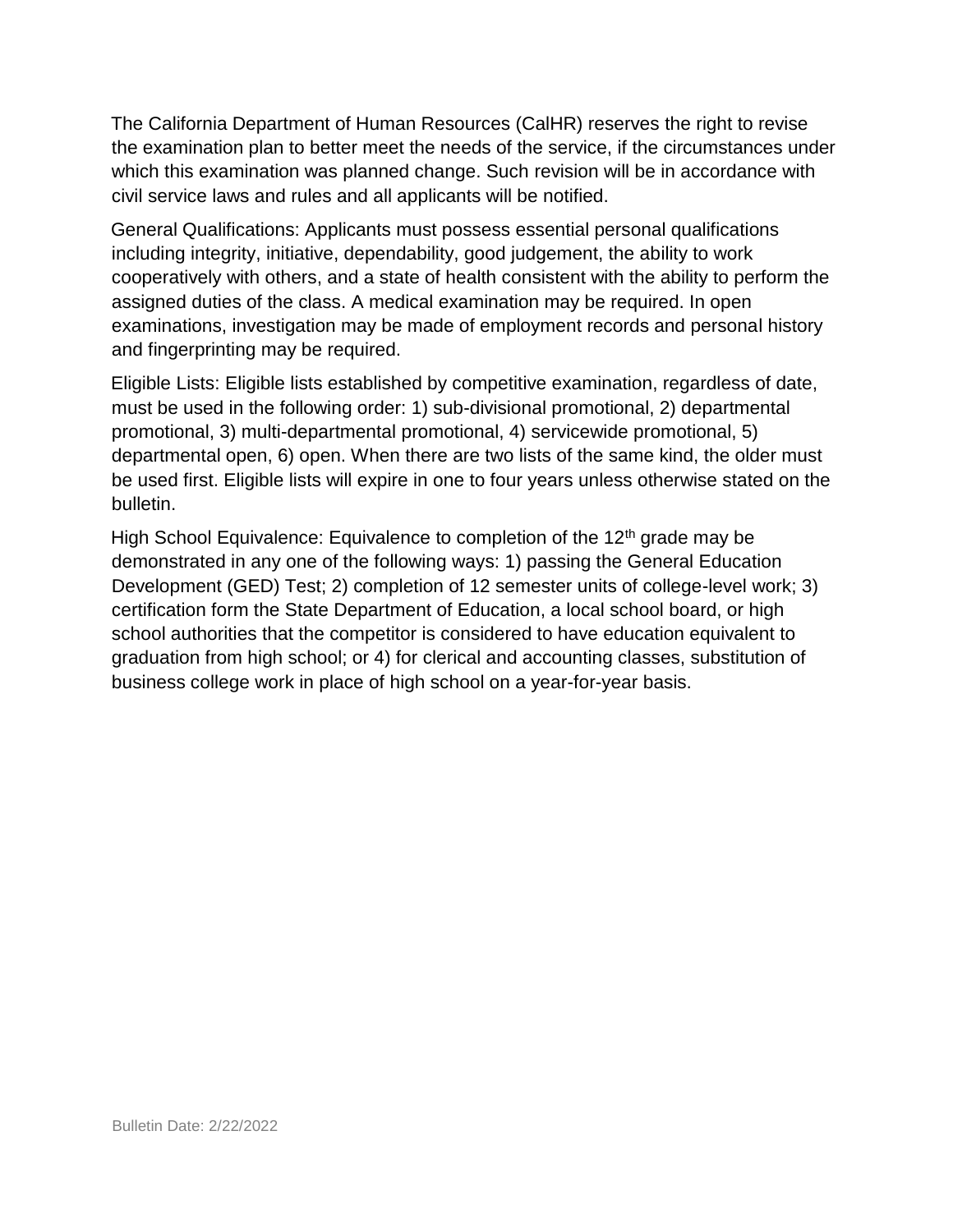The California Department of Human Resources (CalHR) reserves the right to revise the examination plan to better meet the needs of the service, if the circumstances under which this examination was planned change. Such revision will be in accordance with civil service laws and rules and all applicants will be notified.

General Qualifications: Applicants must possess essential personal qualifications including integrity, initiative, dependability, good judgement, the ability to work cooperatively with others, and a state of health consistent with the ability to perform the assigned duties of the class. A medical examination may be required. In open examinations, investigation may be made of employment records and personal history and fingerprinting may be required.

Eligible Lists: Eligible lists established by competitive examination, regardless of date, must be used in the following order: 1) sub-divisional promotional, 2) departmental promotional, 3) multi-departmental promotional, 4) servicewide promotional, 5) departmental open, 6) open. When there are two lists of the same kind, the older must be used first. Eligible lists will expire in one to four years unless otherwise stated on the bulletin.

High School Equivalence: Equivalence to completion of the 12th grade may be demonstrated in any one of the following ways: 1) passing the General Education Development (GED) Test; 2) completion of 12 semester units of college-level work; 3) certification form the State Department of Education, a local school board, or high school authorities that the competitor is considered to have education equivalent to graduation from high school; or 4) for clerical and accounting classes, substitution of business college work in place of high school on a year-for-year basis.